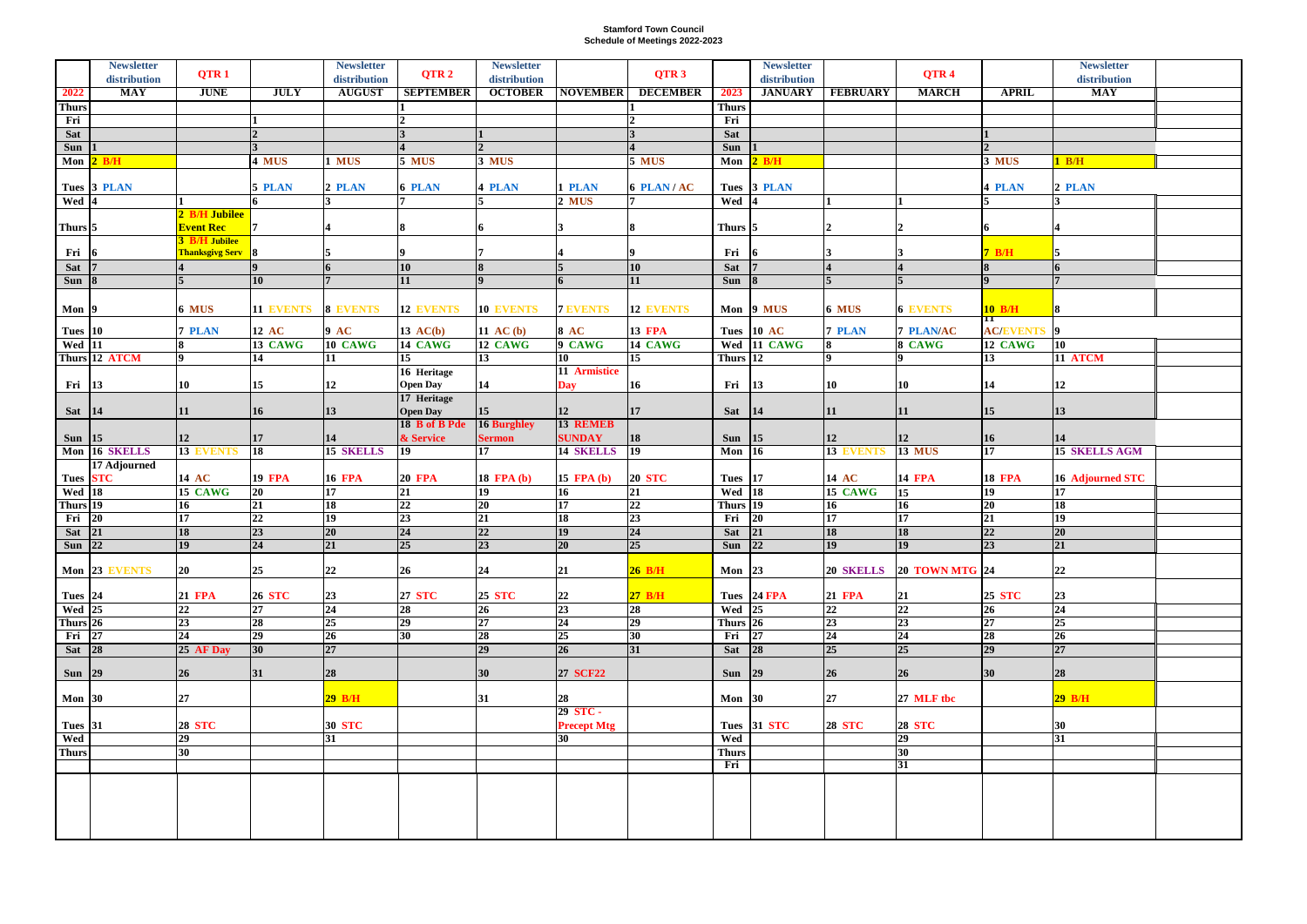**Stamford Town Council**
**Schedule of Meetings 2022-2023**

| | Newsletter distribution | QTR 1 | | Newsletter distribution | QTR 2 | Newsletter distribution | | QTR 3 | | Newsletter distribution | | QTR 4 | | Newsletter distribution |
|---|---|---|---|---|---|---|---|---|---|---|---|---|---|---|
| **2022** | **MAY** | **JUNE** | **JULY** | **AUGUST** | **SEPTEMBER** | **OCTOBER** | **NOVEMBER** | **DECEMBER** | **2023** | **JANUARY** | **FEBRUARY** | **MARCH** | **APRIL** | **MAY** |
| Thurs | | | | | 1 | | | 1 | Thurs | | | | | |
| Fri | | | 1 | | 2 | | | 2 | Fri | | | | | |
| Sat | | | 2 | | 3 | 1 | | 3 | Sat | | | | 1 | |
| Sun | 1 | | 3 | | 4 | 2 | | 4 | Sun | 1 | | | 2 | |
| Mon | 2 B/H | | 4 MUS | 1 MUS | 5 MUS | 3 MUS | | 5 MUS | Mon | 2 B/H | | | 3 MUS | 1 B/H |
| Tues | 3 PLAN | | 5 PLAN | 2 PLAN | 6 PLAN | 4 PLAN | 1 PLAN | 6 PLAN / AC | Tues | 3 PLAN | | | 4 PLAN | 2 PLAN |
| Wed | 4 | 1 | 6 | 3 | 7 | 5 | 2 MUS | 7 | Wed | 4 | 1 | 1 | 5 | 3 |
| Thurs | 5 | 2 B/H Jubilee Event Rec | 7 | 4 | 8 | 6 | 3 | 8 | Thurs | 5 | 2 | 2 | 6 | 4 |
| Fri | 6 | 3 B/H Jubilee Thanksgivg Serv | 8 | 5 | 9 | 7 | 4 | 9 | Fri | 6 | 3 | 3 | 7 B/H | 5 |
| Sat | 7 | 4 | 9 | 6 | 10 | 8 | 5 | 10 | Sat | 7 | 4 | 4 | 8 | 6 |
| Sun | 8 | 5 | 10 | 7 | 11 | 9 | 6 | 11 | Sun | 8 | 5 | 5 | 9 | 7 |
| Mon | 9 | 6 MUS | 11 EVENTS | 8 EVENTS | 12 EVENTS | 10 EVENTS | 7 EVENTS | 12 EVENTS | Mon | 9 MUS | 6 MUS | 6 EVENTS | 10 B/H | 8 |
| Tues | 10 | 7 PLAN | 12 AC | 9 AC | 13 AC(b) | 11 AC (b) | 8 AC | 13 FPA | Tues | 10 AC | 7 PLAN | 7 PLAN/AC | 11 AC/EVENTS | 9 |
| Wed | 11 | 8 | 13 CAWG | 10 CAWG | 14 CAWG | 12 CAWG | 9 CAWG | 14 CAWG | Wed | 11 CAWG | 8 | 8 CAWG | 12 CAWG | 10 |
| Thurs | 12 ATCM | 9 | 14 | 11 | 15 | 13 | 10 | 15 | Thurs | 12 | 9 | 9 | 13 | 11 ATCM |
| Fri | 13 | 10 | 15 | 12 | 16 Heritage Open Day | 14 | 11 Armistice Day | 16 | Fri | 13 | 10 | 10 | 14 | 12 |
| Sat | 14 | 11 | 16 | 13 | 17 Heritage Open Day | 15 | 12 | 17 | Sat | 14 | 11 | 11 | 15 | 13 |
| Sun | 15 | 12 | 17 | 14 | 18 B of B Pde & Service | 16 Burghley Sermon | 13 REMEB SUNDAY | 18 | Sun | 15 | 12 | 12 | 16 | 14 |
| Mon | 16 SKELLS | 13 EVENTS | 18 | 15 SKELLS | 19 | 17 | 14 SKELLS | 19 | Mon | 16 | 13 EVENTS | 13 MUS | 17 | 15 SKELLS AGM |
| Tues | 17 Adjourned STC | 14 AC | 19 FPA | 16 FPA | 20 FPA | 18 FPA (b) | 15 FPA (b) | 20 STC | Tues | 17 | 14 AC | 14 FPA | 18 FPA | 16 Adjourned STC |
| Wed | 18 | 15 CAWG | 20 | 17 | 21 | 19 | 16 | 21 | Wed | 18 | 15 CAWG | 15 | 19 | 17 |
| Thurs | 19 | 16 | 21 | 18 | 22 | 20 | 17 | 22 | Thurs | 19 | 16 | 16 | 20 | 18 |
| Fri | 20 | 17 | 22 | 19 | 23 | 21 | 18 | 23 | Fri | 20 | 17 | 17 | 21 | 19 |
| Sat | 21 | 18 | 23 | 20 | 24 | 22 | 19 | 24 | Sat | 21 | 18 | 18 | 22 | 20 |
| Sun | 22 | 19 | 24 | 21 | 25 | 23 | 20 | 25 | Sun | 22 | 19 | 19 | 23 | 21 |
| Mon | 23 EVENTS | 20 | 25 | 22 | 26 | 24 | 21 | 26 B/H | Mon | 23 | 20 SKELLS | 20 TOWN MTG | 24 | 22 |
| Tues | 24 | 21 FPA | 26 STC | 23 | 27 STC | 25 STC | 22 | 27 B/H | Tues | 24 FPA | 21 FPA | 21 | 25 STC | 23 |
| Wed | 25 | 22 | 27 | 24 | 28 | 26 | 23 | 28 | Wed | 25 | 22 | 22 | 26 | 24 |
| Thurs | 26 | 23 | 28 | 25 | 29 | 27 | 24 | 29 | Thurs | 26 | 23 | 23 | 27 | 25 |
| Fri | 27 | 24 | 29 | 26 | 30 | 28 | 25 | 30 | Fri | 27 | 24 | 24 | 28 | 26 |
| Sat | 28 | 25 AF Day | 30 | 27 | | 29 | 26 | 31 | Sat | 28 | 25 | 25 | 29 | 27 |
| Sun | 29 | 26 | 31 | 28 | | 30 | 27 SCF22 | | Sun | 29 | 26 | 26 | 30 | 28 |
| Mon | 30 | 27 | | 29 B/H | | 31 | 28 | | Mon | 30 | 27 | 27 MLF tbc | | 29 B/H |
| Tues | 31 | 28 STC | | 30 STC | | | 29 STC - Precept Mtg | | Tues | 31 STC | 28 STC | 28 STC | | 30 |
| Wed | | 29 | | 31 | | | 30 | | Wed | | | 29 | | 31 |
| Thurs | | 30 | | | | | | | Thurs | | | 30 | | |
| | | | | | | | | | Fri | | | 31 | | |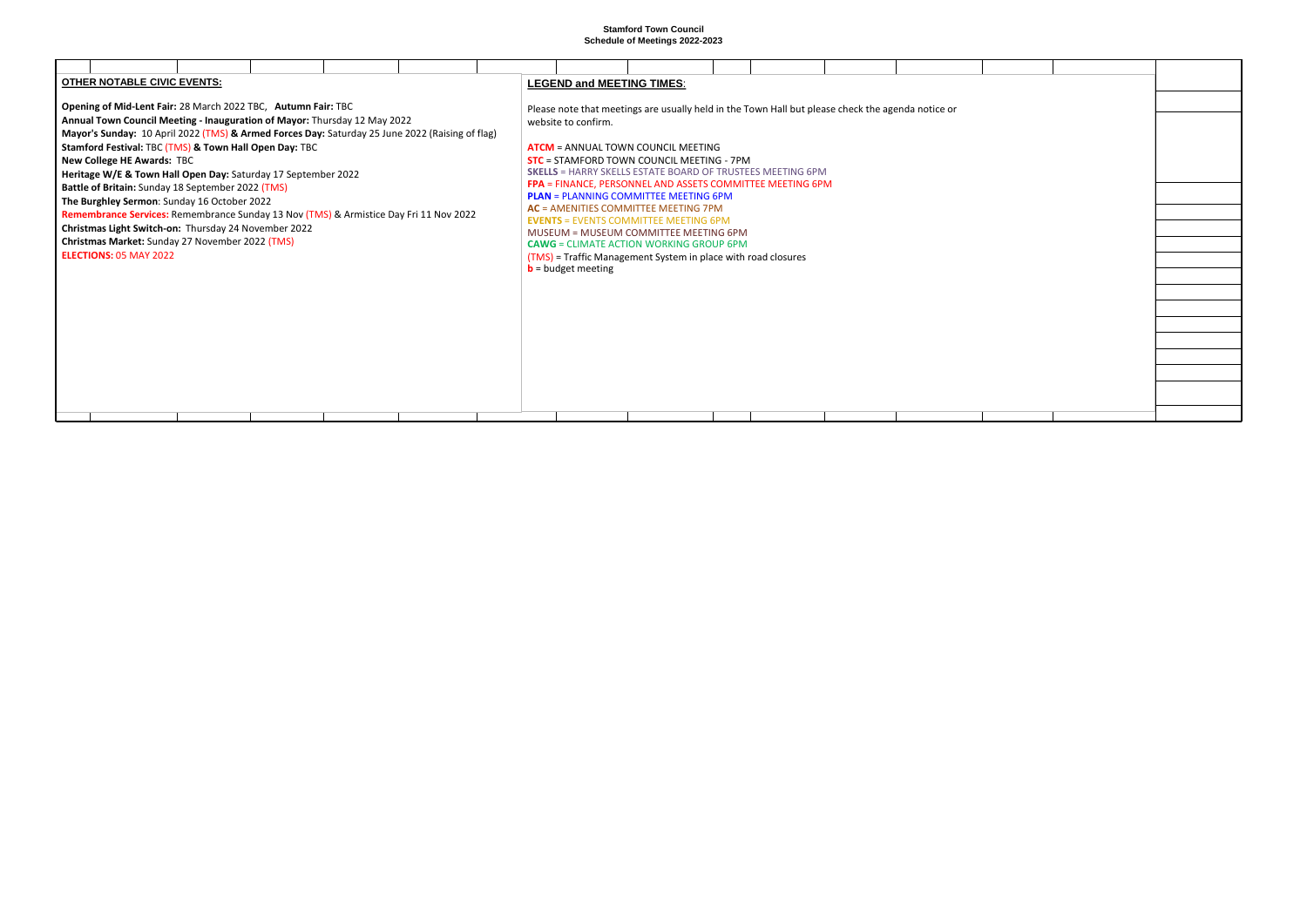**Stamford Town Council**
**Schedule of Meetings 2022-2023**

**OTHER NOTABLE CIVIC EVENTS:**

**Opening of Mid-Lent Fair:** 28 March 2022 TBC, **Autumn Fair:** TBC
**Annual Town Council Meeting - Inauguration of Mayor:** Thursday 12 May 2022
**Mayor's Sunday:** 10 April 2022 (TMS) **& Armed Forces Day:** Saturday 25 June 2022 (Raising of flag)
**Stamford Festival:** TBC (TMS) **& Town Hall Open Day:** TBC
**New College HE Awards:** TBC
**Heritage W/E & Town Hall Open Day:** Saturday 17 September 2022
**Battle of Britain:** Sunday 18 September 2022 (TMS)
**The Burghley Sermon**: Sunday 16 October 2022
**Remembrance Services:** Remembrance Sunday 13 Nov (TMS) & Armistice Day Fri 11 Nov 2022
**Christmas Light Switch-on:** Thursday 24 November 2022
**Christmas Market:** Sunday 27 November 2022 (TMS)
**ELECTIONS:** 05 MAY 2022

**LEGEND and MEETING TIMES:**

Please note that meetings are usually held in the Town Hall but please check the agenda notice or website to confirm.

**ATCM** = ANNUAL TOWN COUNCIL MEETING
**STC** = STAMFORD TOWN COUNCIL MEETING - 7PM
**SKELLS** = HARRY SKELLS ESTATE BOARD OF TRUSTEES MEETING 6PM
**FPA** = FINANCE, PERSONNEL AND ASSETS COMMITTEE MEETING 6PM
**PLAN** = PLANNING COMMITTEE MEETING 6PM
**AC** = AMENITIES COMMITTEE MEETING 7PM
**EVENTS** = EVENTS COMMITTEE MEETING 6PM
MUSEUM = MUSEUM COMMITTEE MEETING 6PM
**CAWG** = CLIMATE ACTION WORKING GROUP 6PM
(TMS) = Traffic Management System in place with road closures
**b** = budget meeting